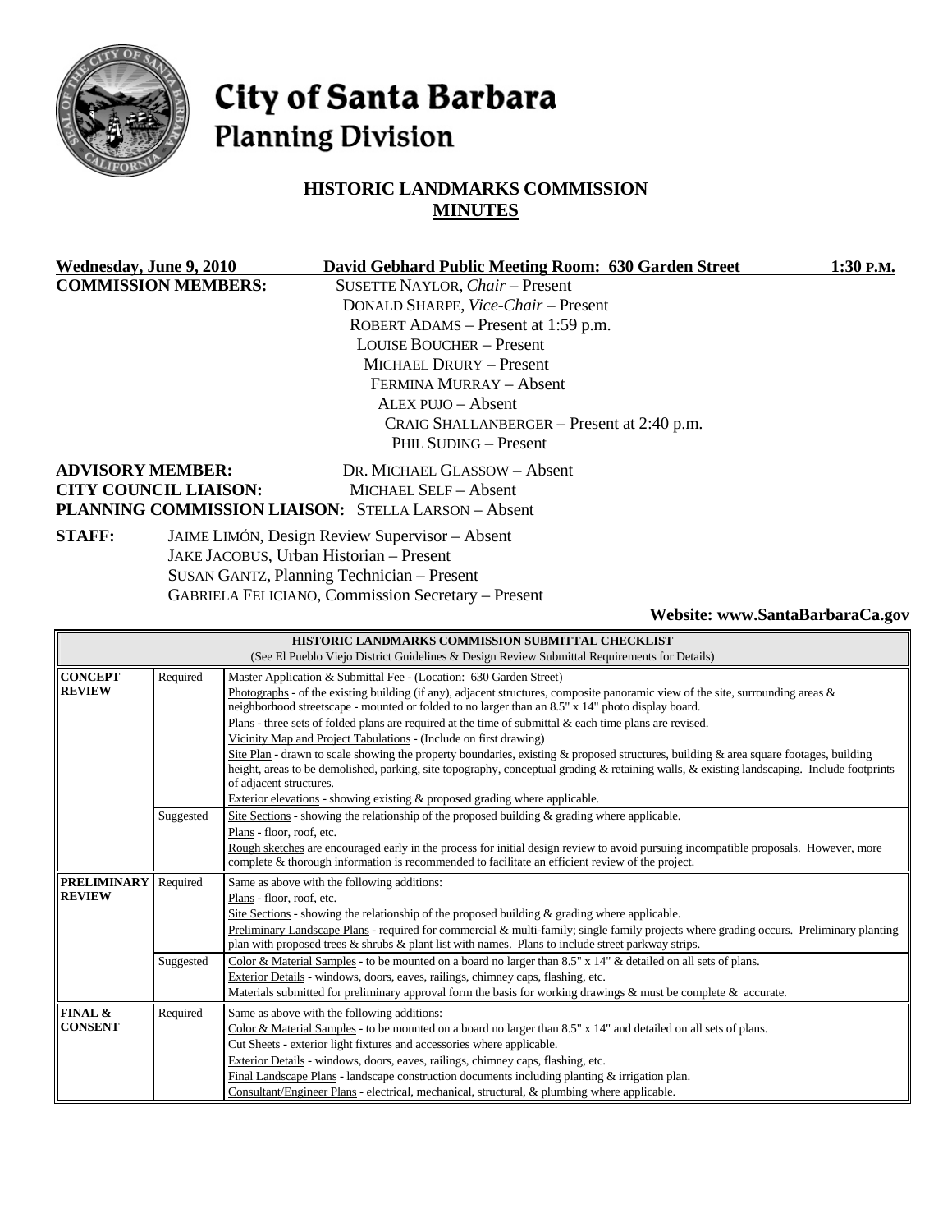# City of Santa Barbara
## Planning Division

### HISTORIC LANDMARKS COMMISSION
### MINUTES

**Wednesday, June 9, 2010** **David Gebhard Public Meeting Room: 630 Garden Street** **1:30 P.M.**

**COMMISSION MEMBERS:**
SUSETTE NAYLOR, *Chair* – Present
DONALD SHARPE, *Vice-Chair* – Present
ROBERT ADAMS – Present at 1:59 p.m.
LOUISE BOUCHER – Present
MICHAEL DRURY – Present
FERMINA MURRAY – Absent
ALEX PUJO – Absent
CRAIG SHALLANBERGER – Present at 2:40 p.m.
PHIL SUDING – Present

**ADVISORY MEMBER:** DR. MICHAEL GLASSOW – Absent
**CITY COUNCIL LIAISON:** MICHAEL SELF – Absent
**PLANNING COMMISSION LIAISON:** STELLA LARSON – Absent

**STAFF:**
JAIME LIMÓN, Design Review Supervisor – Absent
JAKE JACOBUS, Urban Historian – Present
SUSAN GANTZ, Planning Technician – Present
GABRIELA FELICIANO, Commission Secretary – Present

**Website: www.SantaBarbaraCa.gov**

| **HISTORIC LANDMARKS COMMISSION SUBMITTAL CHECKLIST** (See El Pueblo Viejo District Guidelines & Design Review Submittal Requirements for Details) | | |
|---|---|---|
| **CONCEPT REVIEW** | Required | Master Application & Submittal Fee - (Location: 630 Garden Street)<br>Photographs - of the existing building (if any), adjacent structures, composite panoramic view of the site, surrounding areas & neighborhood streetscape - mounted or folded to no larger than an 8.5" x 14" photo display board.<br>Plans - three sets of folded plans are required at the time of submittal & each time plans are revised.<br>Vicinity Map and Project Tabulations - (Include on first drawing)<br>Site Plan - drawn to scale showing the property boundaries, existing & proposed structures, building & area square footages, building height, areas to be demolished, parking, site topography, conceptual grading & retaining walls, & existing landscaping. Include footprints of adjacent structures.<br>Exterior elevations - showing existing & proposed grading where applicable. |
| | Suggested | Site Sections - showing the relationship of the proposed building & grading where applicable.<br>Plans - floor, roof, etc.<br>Rough sketches are encouraged early in the process for initial design review to avoid pursuing incompatible proposals. However, more complete & thorough information is recommended to facilitate an efficient review of the project. |
| **PRELIMINARY REVIEW** | Required | Same as above with the following additions:<br>Plans - floor, roof, etc.<br>Site Sections - showing the relationship of the proposed building & grading where applicable.<br>Preliminary Landscape Plans - required for commercial & multi-family; single family projects where grading occurs. Preliminary planting plan with proposed trees & shrubs & plant list with names. Plans to include street parkway strips. |
| | Suggested | Color & Material Samples - to be mounted on a board no larger than 8.5" x 14" & detailed on all sets of plans.<br>Exterior Details - windows, doors, eaves, railings, chimney caps, flashing, etc.<br>Materials submitted for preliminary approval form the basis for working drawings & must be complete & accurate. |
| **FINAL & CONSENT** | Required | Same as above with the following additions:<br>Color & Material Samples - to be mounted on a board no larger than 8.5" x 14" and detailed on all sets of plans.<br>Cut Sheets - exterior light fixtures and accessories where applicable.<br>Exterior Details - windows, doors, eaves, railings, chimney caps, flashing, etc.<br>Final Landscape Plans - landscape construction documents including planting & irrigation plan.<br>Consultant/Engineer Plans - electrical, mechanical, structural, & plumbing where applicable. |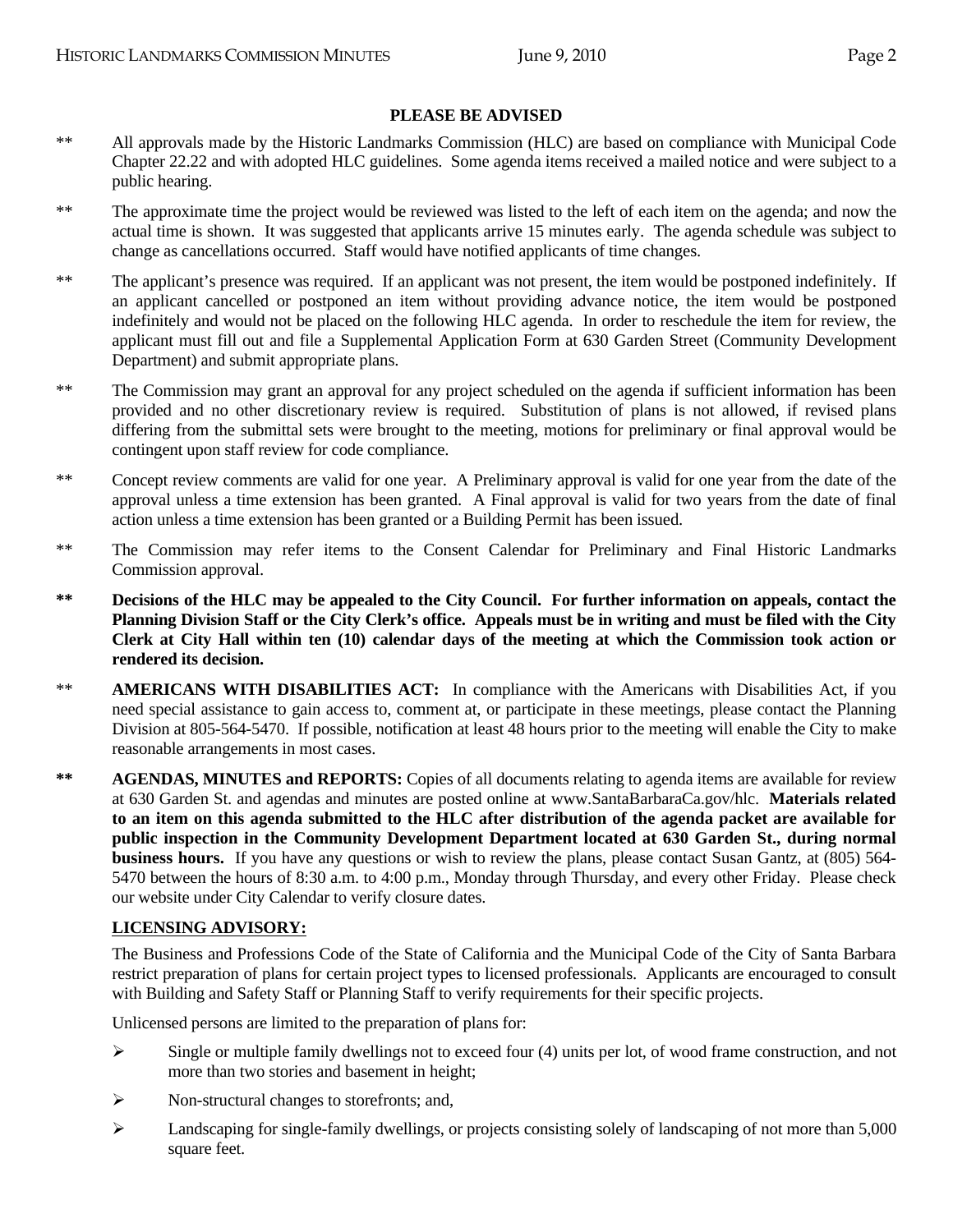**PLEASE BE ADVISED**

** All approvals made by the Historic Landmarks Commission (HLC) are based on compliance with Municipal Code Chapter 22.22 and with adopted HLC guidelines. Some agenda items received a mailed notice and were subject to a public hearing.

** The approximate time the project would be reviewed was listed to the left of each item on the agenda; and now the actual time is shown. It was suggested that applicants arrive 15 minutes early. The agenda schedule was subject to change as cancellations occurred. Staff would have notified applicants of time changes.

** The applicant's presence was required. If an applicant was not present, the item would be postponed indefinitely. If an applicant cancelled or postponed an item without providing advance notice, the item would be postponed indefinitely and would not be placed on the following HLC agenda. In order to reschedule the item for review, the applicant must fill out and file a Supplemental Application Form at 630 Garden Street (Community Development Department) and submit appropriate plans.

** The Commission may grant an approval for any project scheduled on the agenda if sufficient information has been provided and no other discretionary review is required. Substitution of plans is not allowed, if revised plans differing from the submittal sets were brought to the meeting, motions for preliminary or final approval would be contingent upon staff review for code compliance.

** Concept review comments are valid for one year. A Preliminary approval is valid for one year from the date of the approval unless a time extension has been granted. A Final approval is valid for two years from the date of final action unless a time extension has been granted or a Building Permit has been issued.

** The Commission may refer items to the Consent Calendar for Preliminary and Final Historic Landmarks Commission approval.

**\*\* Decisions of the HLC may be appealed to the City Council. For further information on appeals, contact the Planning Division Staff or the City Clerk's office. Appeals must be in writing and must be filed with the City Clerk at City Hall within ten (10) calendar days of the meeting at which the Commission took action or rendered its decision.**

** **AMERICANS WITH DISABILITIES ACT:** In compliance with the Americans with Disabilities Act, if you need special assistance to gain access to, comment at, or participate in these meetings, please contact the Planning Division at 805-564-5470. If possible, notification at least 48 hours prior to the meeting will enable the City to make reasonable arrangements in most cases.

**\*\*** **AGENDAS, MINUTES and REPORTS:** Copies of all documents relating to agenda items are available for review at 630 Garden St. and agendas and minutes are posted online at www.SantaBarbaraCa.gov/hlc. **Materials related to an item on this agenda submitted to the HLC after distribution of the agenda packet are available for public inspection in the Community Development Department located at 630 Garden St., during normal business hours.** If you have any questions or wish to review the plans, please contact Susan Gantz, at (805) 564-5470 between the hours of 8:30 a.m. to 4:00 p.m., Monday through Thursday, and every other Friday. Please check our website under City Calendar to verify closure dates.

**LICENSING ADVISORY:**

The Business and Professions Code of the State of California and the Municipal Code of the City of Santa Barbara restrict preparation of plans for certain project types to licensed professionals. Applicants are encouraged to consult with Building and Safety Staff or Planning Staff to verify requirements for their specific projects.

Unlicensed persons are limited to the preparation of plans for:

- Single or multiple family dwellings not to exceed four (4) units per lot, of wood frame construction, and not more than two stories and basement in height;
- Non-structural changes to storefronts; and,
- Landscaping for single-family dwellings, or projects consisting solely of landscaping of not more than 5,000 square feet.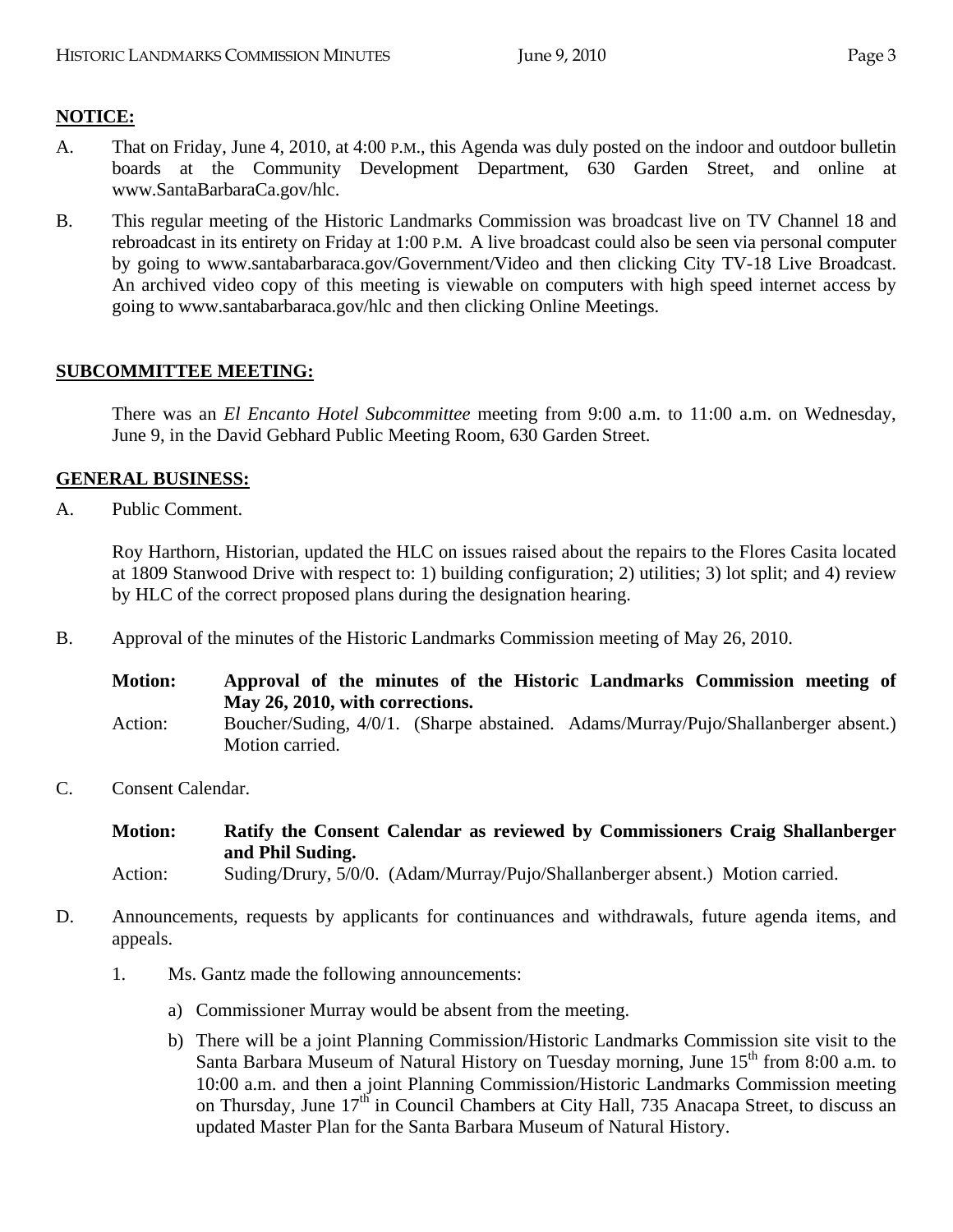**NOTICE:**

A. That on Friday, June 4, 2010, at 4:00 P.M., this Agenda was duly posted on the indoor and outdoor bulletin boards at the Community Development Department, 630 Garden Street, and online at www.SantaBarbaraCa.gov/hlc.

B. This regular meeting of the Historic Landmarks Commission was broadcast live on TV Channel 18 and rebroadcast in its entirety on Friday at 1:00 P.M. A live broadcast could also be seen via personal computer by going to www.santabarbaraca.gov/Government/Video and then clicking City TV-18 Live Broadcast. An archived video copy of this meeting is viewable on computers with high speed internet access by going to www.santabarbaraca.gov/hlc and then clicking Online Meetings.

**SUBCOMMITTEE MEETING:**

There was an *El Encanto Hotel Subcommittee* meeting from 9:00 a.m. to 11:00 a.m. on Wednesday, June 9, in the David Gebhard Public Meeting Room, 630 Garden Street.

**GENERAL BUSINESS:**

A. Public Comment.

Roy Harthorn, Historian, updated the HLC on issues raised about the repairs to the Flores Casita located at 1809 Stanwood Drive with respect to: 1) building configuration; 2) utilities; 3) lot split; and 4) review by HLC of the correct proposed plans during the designation hearing.

B. Approval of the minutes of the Historic Landmarks Commission meeting of May 26, 2010.

**Motion: Approval of the minutes of the Historic Landmarks Commission meeting of May 26, 2010, with corrections.**

Action: Boucher/Suding, 4/0/1. (Sharpe abstained. Adams/Murray/Pujo/Shallanberger absent.) Motion carried.

C. Consent Calendar.

**Motion: Ratify the Consent Calendar as reviewed by Commissioners Craig Shallanberger and Phil Suding.**

Action: Suding/Drury, 5/0/0. (Adam/Murray/Pujo/Shallanberger absent.) Motion carried.

D. Announcements, requests by applicants for continuances and withdrawals, future agenda items, and appeals.

1. Ms. Gantz made the following announcements:

   a) Commissioner Murray would be absent from the meeting.

   b) There will be a joint Planning Commission/Historic Landmarks Commission site visit to the Santa Barbara Museum of Natural History on Tuesday morning, June 15th from 8:00 a.m. to 10:00 a.m. and then a joint Planning Commission/Historic Landmarks Commission meeting on Thursday, June 17th in Council Chambers at City Hall, 735 Anacapa Street, to discuss an updated Master Plan for the Santa Barbara Museum of Natural History.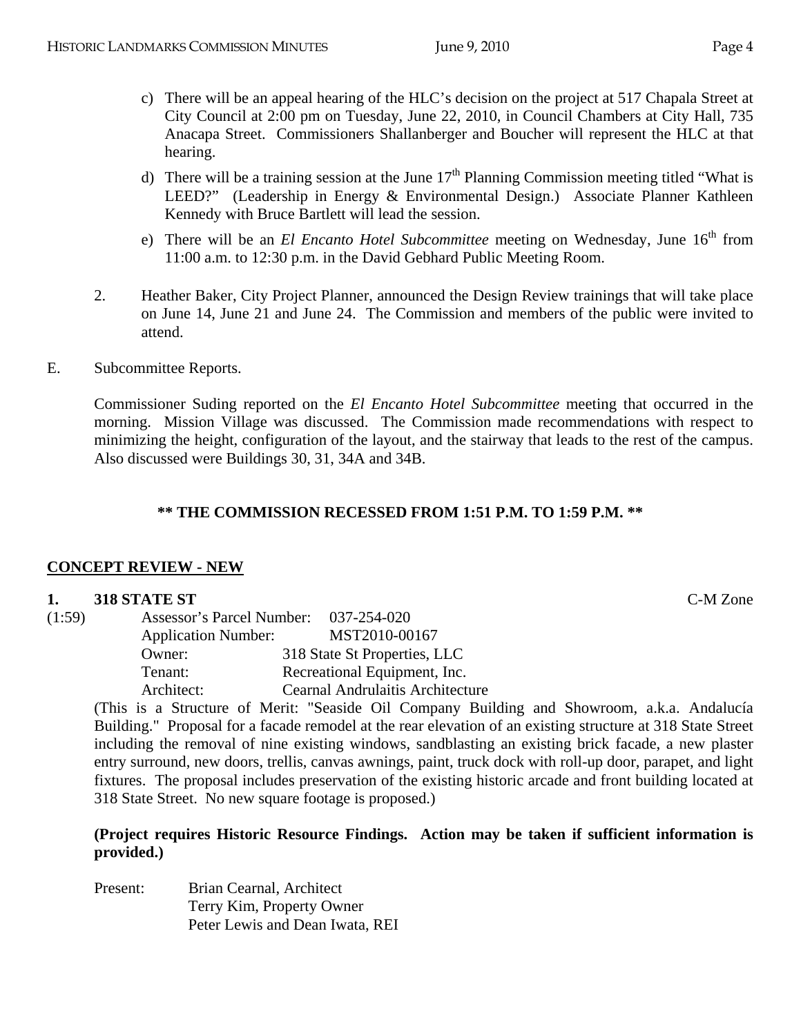c) There will be an appeal hearing of the HLC's decision on the project at 517 Chapala Street at City Council at 2:00 pm on Tuesday, June 22, 2010, in Council Chambers at City Hall, 735 Anacapa Street. Commissioners Shallanberger and Boucher will represent the HLC at that hearing.

d) There will be a training session at the June 17th Planning Commission meeting titled "What is LEED?" (Leadership in Energy & Environmental Design.) Associate Planner Kathleen Kennedy with Bruce Bartlett will lead the session.

e) There will be an *El Encanto Hotel Subcommittee* meeting on Wednesday, June 16th from 11:00 a.m. to 12:30 p.m. in the David Gebhard Public Meeting Room.

2. Heather Baker, City Project Planner, announced the Design Review trainings that will take place on June 14, June 21 and June 24. The Commission and members of the public were invited to attend.

E. Subcommittee Reports.

Commissioner Suding reported on the *El Encanto Hotel Subcommittee* meeting that occurred in the morning. Mission Village was discussed. The Commission made recommendations with respect to minimizing the height, configuration of the layout, and the stairway that leads to the rest of the campus. Also discussed were Buildings 30, 31, 34A and 34B.

**\*\* THE COMMISSION RECESSED FROM 1:51 P.M. TO 1:59 P.M. \*\***

**CONCEPT REVIEW - NEW**

**1. 318 STATE ST** C-M Zone

(1:59)
Assessor's Parcel Number: 037-254-020
Application Number: MST2010-00167
Owner: 318 State St Properties, LLC
Tenant: Recreational Equipment, Inc.
Architect: Cearnal Andrulaitis Architecture

(This is a Structure of Merit: "Seaside Oil Company Building and Showroom, a.k.a. Andalucía Building." Proposal for a facade remodel at the rear elevation of an existing structure at 318 State Street including the removal of nine existing windows, sandblasting an existing brick facade, a new plaster entry surround, new doors, trellis, canvas awnings, paint, truck dock with roll-up door, parapet, and light fixtures. The proposal includes preservation of the existing historic arcade and front building located at 318 State Street. No new square footage is proposed.)

**(Project requires Historic Resource Findings. Action may be taken if sufficient information is provided.)**

Present:
Brian Cearnal, Architect
Terry Kim, Property Owner
Peter Lewis and Dean Iwata, REI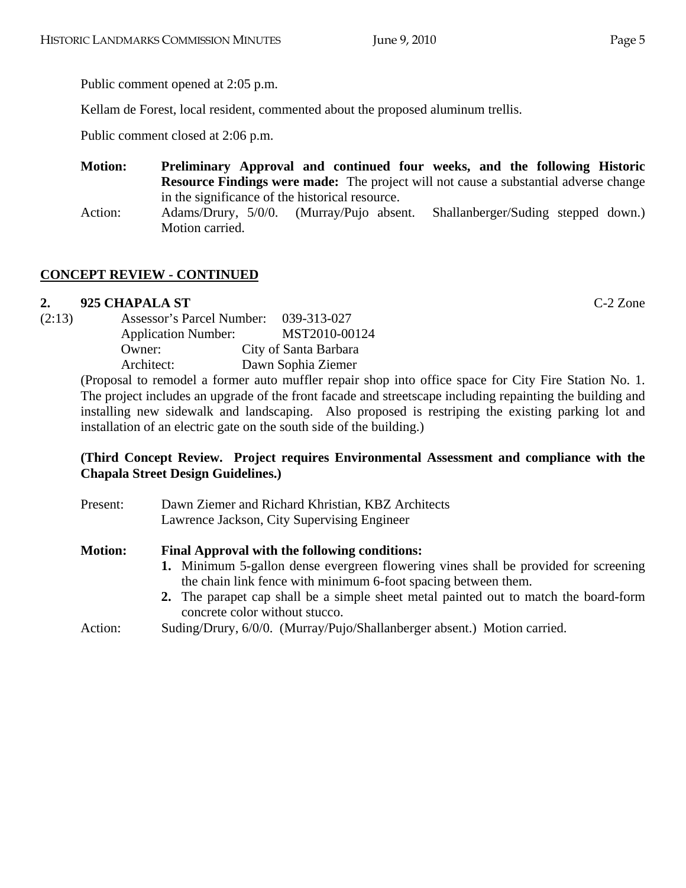Public comment opened at 2:05 p.m.

Kellam de Forest, local resident, commented about the proposed aluminum trellis.

Public comment closed at 2:06 p.m.

**Motion:** **Preliminary Approval and continued four weeks, and the following Historic Resource Findings were made:** The project will not cause a substantial adverse change in the significance of the historical resource.

Action: Adams/Drury, 5/0/0. (Murray/Pujo absent. Shallanberger/Suding stepped down.) Motion carried.

## CONCEPT REVIEW - CONTINUED

**2. 925 CHAPALA ST** C-2 Zone

(2:13)

Assessor's Parcel Number: 039-313-027
Application Number: MST2010-00124
Owner: City of Santa Barbara
Architect: Dawn Sophia Ziemer

(Proposal to remodel a former auto muffler repair shop into office space for City Fire Station No. 1. The project includes an upgrade of the front facade and streetscape including repainting the building and installing new sidewalk and landscaping. Also proposed is restriping the existing parking lot and installation of an electric gate on the south side of the building.)

**(Third Concept Review. Project requires Environmental Assessment and compliance with the Chapala Street Design Guidelines.)**

Present: Dawn Ziemer and Richard Khristian, KBZ Architects
Lawrence Jackson, City Supervising Engineer

**Motion:** **Final Approval with the following conditions:**

1. Minimum 5-gallon dense evergreen flowering vines shall be provided for screening the chain link fence with minimum 6-foot spacing between them.
2. The parapet cap shall be a simple sheet metal painted out to match the board-form concrete color without stucco.

Action: Suding/Drury, 6/0/0. (Murray/Pujo/Shallanberger absent.) Motion carried.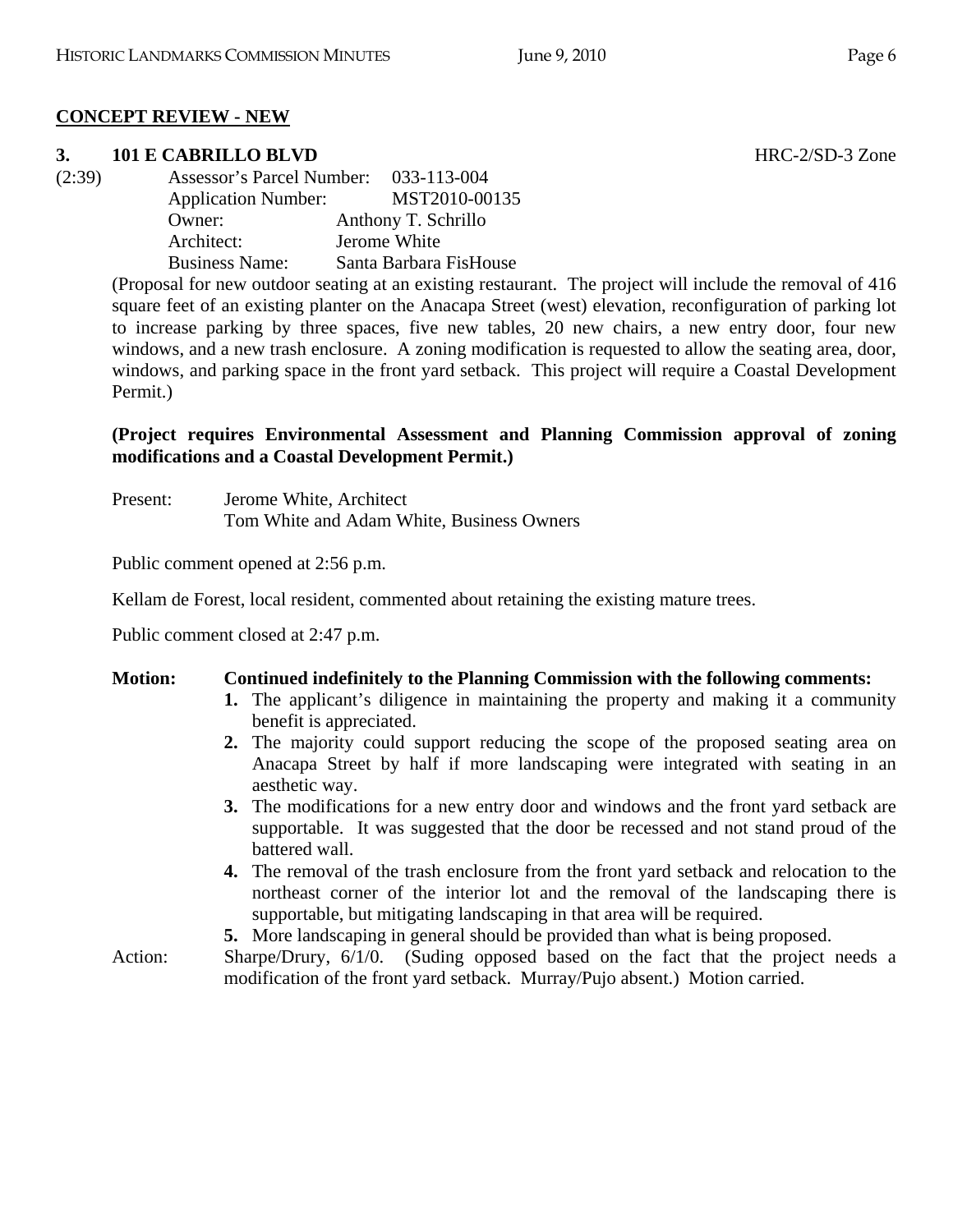**CONCEPT REVIEW - NEW**

**3. 101 E CABRILLO BLVD** HRC-2/SD-3 Zone

(2:39) Assessor's Parcel Number: 033-113-004
Application Number: MST2010-00135
Owner: Anthony T. Schrillo
Architect: Jerome White
Business Name: Santa Barbara FisHouse

(Proposal for new outdoor seating at an existing restaurant. The project will include the removal of 416 square feet of an existing planter on the Anacapa Street (west) elevation, reconfiguration of parking lot to increase parking by three spaces, five new tables, 20 new chairs, a new entry door, four new windows, and a new trash enclosure. A zoning modification is requested to allow the seating area, door, windows, and parking space in the front yard setback. This project will require a Coastal Development Permit.)

**(Project requires Environmental Assessment and Planning Commission approval of zoning modifications and a Coastal Development Permit.)**

Present: Jerome White, Architect
Tom White and Adam White, Business Owners

Public comment opened at 2:56 p.m.

Kellam de Forest, local resident, commented about retaining the existing mature trees.

Public comment closed at 2:47 p.m.

**Motion: Continued indefinitely to the Planning Commission with the following comments:**

1. The applicant's diligence in maintaining the property and making it a community benefit is appreciated.
2. The majority could support reducing the scope of the proposed seating area on Anacapa Street by half if more landscaping were integrated with seating in an aesthetic way.
3. The modifications for a new entry door and windows and the front yard setback are supportable. It was suggested that the door be recessed and not stand proud of the battered wall.
4. The removal of the trash enclosure from the front yard setback and relocation to the northeast corner of the interior lot and the removal of the landscaping there is supportable, but mitigating landscaping in that area will be required.
5. More landscaping in general should be provided than what is being proposed.

Action: Sharpe/Drury, 6/1/0. (Suding opposed based on the fact that the project needs a modification of the front yard setback. Murray/Pujo absent.) Motion carried.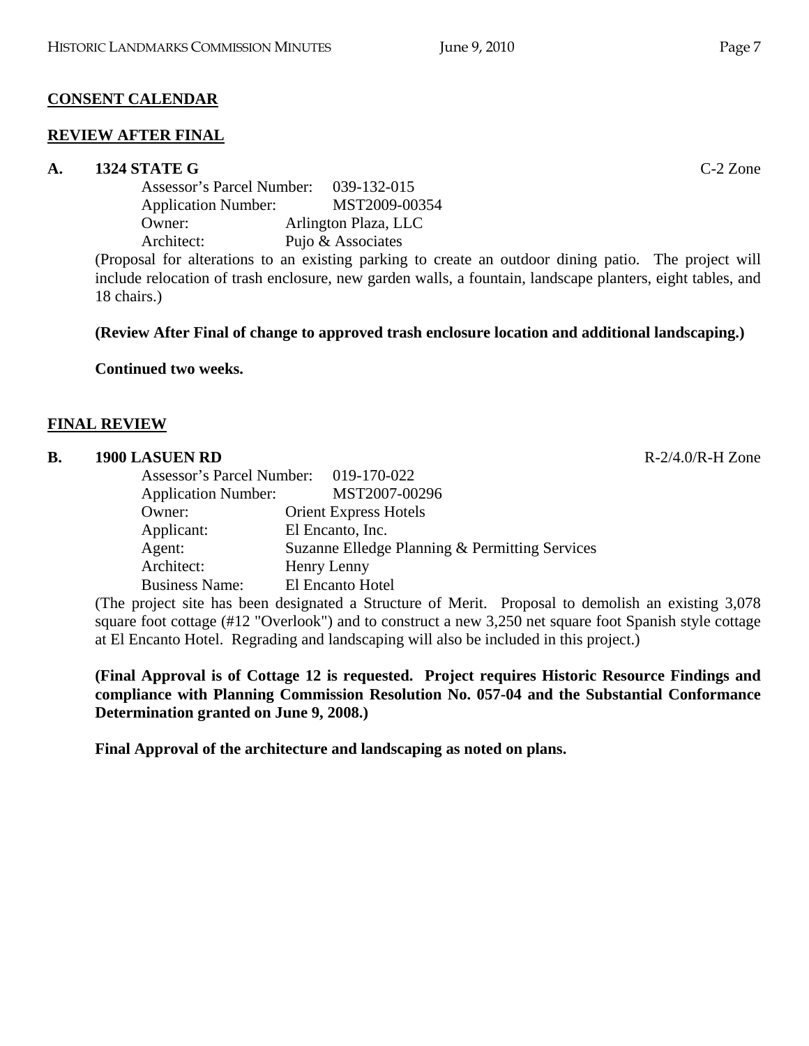**CONSENT CALENDAR**

**REVIEW AFTER FINAL**

**A. 1324 STATE G** C-2 Zone

Assessor's Parcel Number: 039-132-015
Application Number: MST2009-00354
Owner: Arlington Plaza, LLC
Architect: Pujo & Associates

(Proposal for alterations to an existing parking to create an outdoor dining patio. The project will include relocation of trash enclosure, new garden walls, a fountain, landscape planters, eight tables, and 18 chairs.)

**(Review After Final of change to approved trash enclosure location and additional landscaping.)**

**Continued two weeks.**

**FINAL REVIEW**

**B. 1900 LASUEN RD** R-2/4.0/R-H Zone

Assessor's Parcel Number: 019-170-022
Application Number: MST2007-00296
Owner: Orient Express Hotels
Applicant: El Encanto, Inc.
Agent: Suzanne Elledge Planning & Permitting Services
Architect: Henry Lenny
Business Name: El Encanto Hotel

(The project site has been designated a Structure of Merit. Proposal to demolish an existing 3,078 square foot cottage (#12 "Overlook") and to construct a new 3,250 net square foot Spanish style cottage at El Encanto Hotel. Regrading and landscaping will also be included in this project.)

**(Final Approval is of Cottage 12 is requested. Project requires Historic Resource Findings and compliance with Planning Commission Resolution No. 057-04 and the Substantial Conformance Determination granted on June 9, 2008.)**

**Final Approval of the architecture and landscaping as noted on plans.**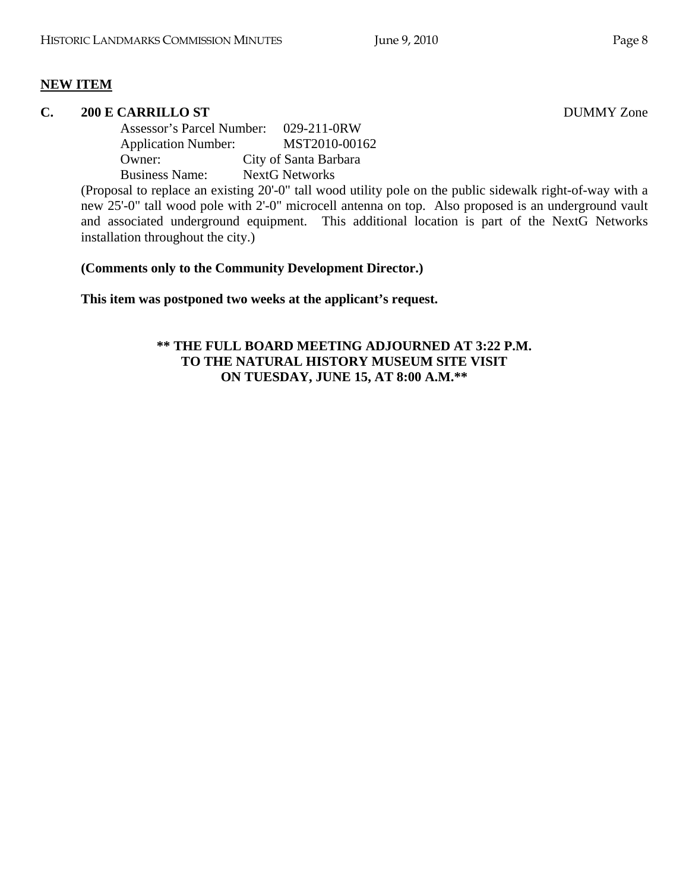**NEW ITEM**

**C. 200 E CARRILLO ST** DUMMY Zone

Assessor's Parcel Number: 029-211-0RW
Application Number: MST2010-00162
Owner: City of Santa Barbara
Business Name: NextG Networks

(Proposal to replace an existing 20'-0" tall wood utility pole on the public sidewalk right-of-way with a new 25'-0" tall wood pole with 2'-0" microcell antenna on top. Also proposed is an underground vault and associated underground equipment. This additional location is part of the NextG Networks installation throughout the city.)

**(Comments only to the Community Development Director.)**

**This item was postponed two weeks at the applicant's request.**

**\*\* THE FULL BOARD MEETING ADJOURNED AT 3:22 P.M.
TO THE NATURAL HISTORY MUSEUM SITE VISIT
ON TUESDAY, JUNE 15, AT 8:00 A.M.\*\***